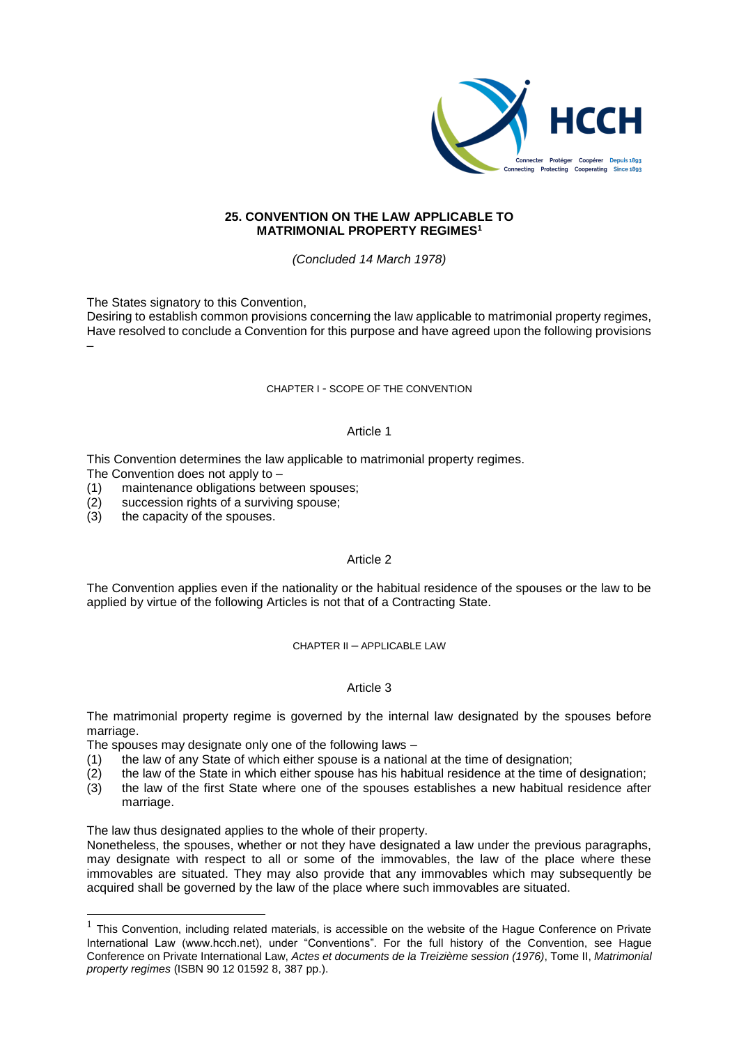**25. CONVENTION ON THE LAW APPLICABLE TO MATRIMONIAL PROPERTY REGIMES**[1]

*(Concluded 14 March 1978)*

The States signatory to this Convention,

Desiring to establish common provisions concerning the law applicable to matrimonial property regimes,

Have resolved to conclude a Convention for this purpose and have agreed upon the following provisions –

CHAPTER I - SCOPE OF THE CONVENTION

Article 1

This Convention determines the law applicable to matrimonial property regimes.

The Convention does not apply to –

(1) maintenance obligations between spouses;
(2) succession rights of a surviving spouse;
(3) the capacity of the spouses.

Article 2

The Convention applies even if the nationality or the habitual residence of the spouses or the law to be applied by virtue of the following Articles is not that of a Contracting State.

CHAPTER II – APPLICABLE LAW

Article 3

The matrimonial property regime is governed by the internal law designated by the spouses before marriage.

The spouses may designate only one of the following laws –

(1) the law of any State of which either spouse is a national at the time of designation;
(2) the law of the State in which either spouse has his habitual residence at the time of designation;
(3) the law of the first State where one of the spouses establishes a new habitual residence after marriage.

The law thus designated applies to the whole of their property.

Nonetheless, the spouses, whether or not they have designated a law under the previous paragraphs, may designate with respect to all or some of the immovables, the law of the place where these immovables are situated. They may also provide that any immovables which may subsequently be acquired shall be governed by the law of the place where such immovables are situated.

---

[1] This Convention, including related materials, is accessible on the website of the Hague Conference on Private International Law (www.hcch.net), under "Conventions". For the full history of the Convention, see Hague Conference on Private International Law, *Actes et documents de la Treizième session (1976)*, Tome II, *Matrimonial property regimes* (ISBN 90 12 01592 8, 387 pp.).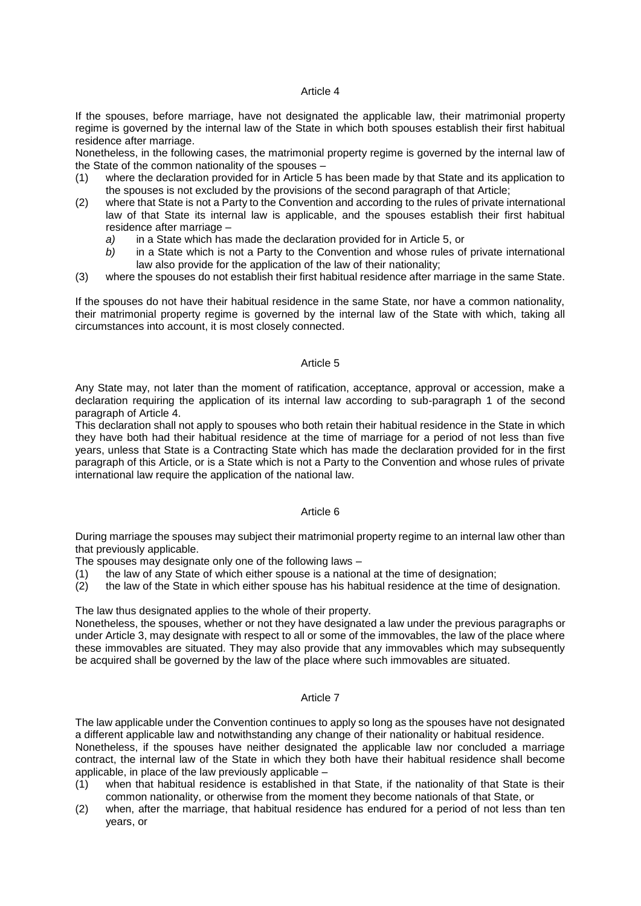## Article 4

If the spouses, before marriage, have not designated the applicable law, their matrimonial property regime is governed by the internal law of the State in which both spouses establish their first habitual residence after marriage.

Nonetheless, in the following cases, the matrimonial property regime is governed by the internal law of the State of the common nationality of the spouses –

(1) where the declaration provided for in Article 5 has been made by that State and its application to the spouses is not excluded by the provisions of the second paragraph of that Article;

(2) where that State is not a Party to the Convention and according to the rules of private international law of that State its internal law is applicable, and the spouses establish their first habitual residence after marriage –

*a)* in a State which has made the declaration provided for in Article 5, or

*b)* in a State which is not a Party to the Convention and whose rules of private international law also provide for the application of the law of their nationality;

(3) where the spouses do not establish their first habitual residence after marriage in the same State.

If the spouses do not have their habitual residence in the same State, nor have a common nationality, their matrimonial property regime is governed by the internal law of the State with which, taking all circumstances into account, it is most closely connected.

## Article 5

Any State may, not later than the moment of ratification, acceptance, approval or accession, make a declaration requiring the application of its internal law according to sub-paragraph 1 of the second paragraph of Article 4.

This declaration shall not apply to spouses who both retain their habitual residence in the State in which they have both had their habitual residence at the time of marriage for a period of not less than five years, unless that State is a Contracting State which has made the declaration provided for in the first paragraph of this Article, or is a State which is not a Party to the Convention and whose rules of private international law require the application of the national law.

## Article 6

During marriage the spouses may subject their matrimonial property regime to an internal law other than that previously applicable.

The spouses may designate only one of the following laws –

(1) the law of any State of which either spouse is a national at the time of designation;

(2) the law of the State in which either spouse has his habitual residence at the time of designation.

The law thus designated applies to the whole of their property.

Nonetheless, the spouses, whether or not they have designated a law under the previous paragraphs or under Article 3, may designate with respect to all or some of the immovables, the law of the place where these immovables are situated. They may also provide that any immovables which may subsequently be acquired shall be governed by the law of the place where such immovables are situated.

## Article 7

The law applicable under the Convention continues to apply so long as the spouses have not designated a different applicable law and notwithstanding any change of their nationality or habitual residence.

Nonetheless, if the spouses have neither designated the applicable law nor concluded a marriage contract, the internal law of the State in which they both have their habitual residence shall become applicable, in place of the law previously applicable –

(1) when that habitual residence is established in that State, if the nationality of that State is their common nationality, or otherwise from the moment they become nationals of that State, or

(2) when, after the marriage, that habitual residence has endured for a period of not less than ten years, or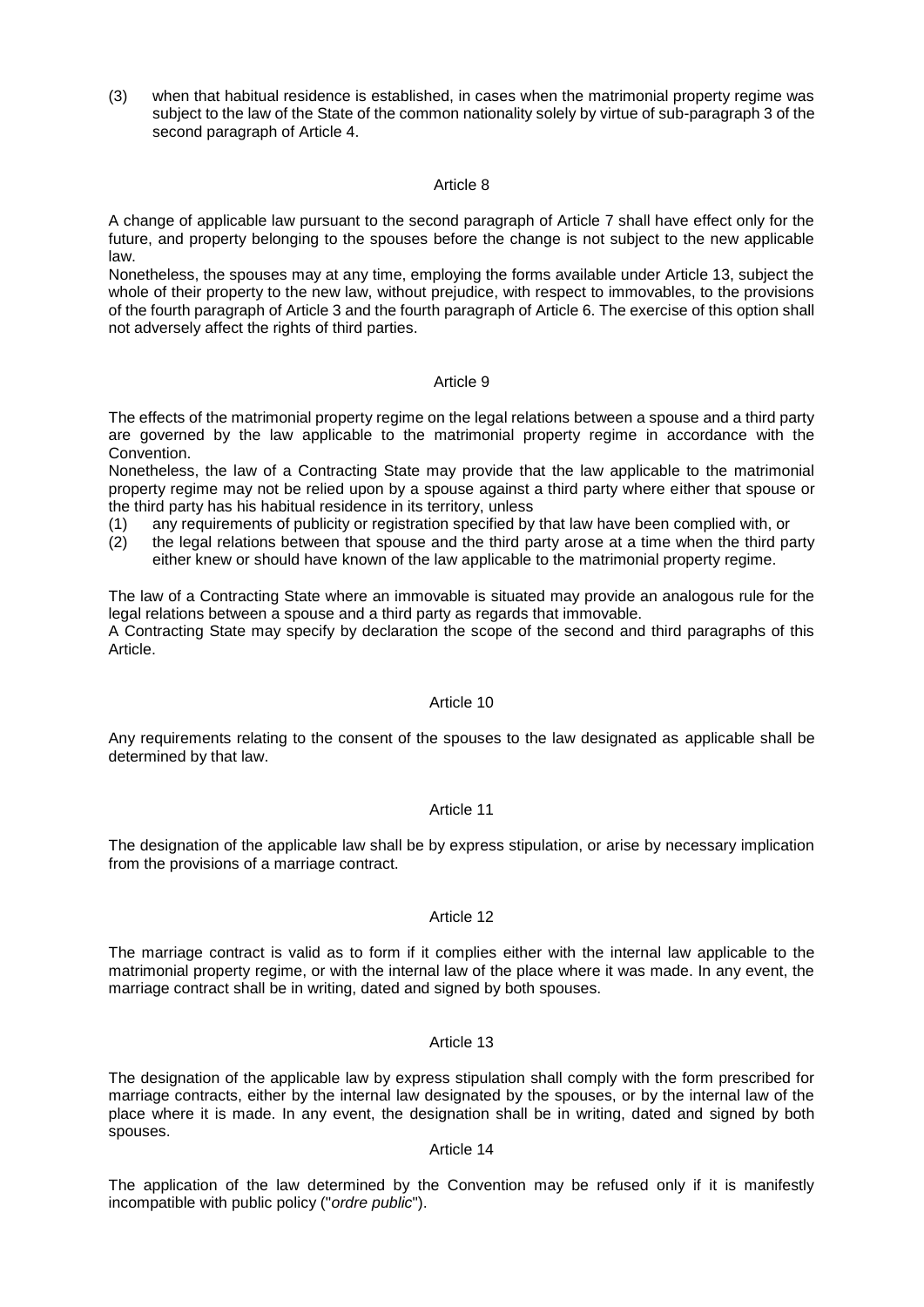(3) when that habitual residence is established, in cases when the matrimonial property regime was subject to the law of the State of the common nationality solely by virtue of sub-paragraph 3 of the second paragraph of Article 4.

### Article 8

A change of applicable law pursuant to the second paragraph of Article 7 shall have effect only for the future, and property belonging to the spouses before the change is not subject to the new applicable law.

Nonetheless, the spouses may at any time, employing the forms available under Article 13, subject the whole of their property to the new law, without prejudice, with respect to immovables, to the provisions of the fourth paragraph of Article 3 and the fourth paragraph of Article 6. The exercise of this option shall not adversely affect the rights of third parties.

### Article 9

The effects of the matrimonial property regime on the legal relations between a spouse and a third party are governed by the law applicable to the matrimonial property regime in accordance with the Convention.

Nonetheless, the law of a Contracting State may provide that the law applicable to the matrimonial property regime may not be relied upon by a spouse against a third party where either that spouse or the third party has his habitual residence in its territory, unless

(1) any requirements of publicity or registration specified by that law have been complied with, or
(2) the legal relations between that spouse and the third party arose at a time when the third party either knew or should have known of the law applicable to the matrimonial property regime.

The law of a Contracting State where an immovable is situated may provide an analogous rule for the legal relations between a spouse and a third party as regards that immovable.

A Contracting State may specify by declaration the scope of the second and third paragraphs of this Article.

### Article 10

Any requirements relating to the consent of the spouses to the law designated as applicable shall be determined by that law.

### Article 11

The designation of the applicable law shall be by express stipulation, or arise by necessary implication from the provisions of a marriage contract.

### Article 12

The marriage contract is valid as to form if it complies either with the internal law applicable to the matrimonial property regime, or with the internal law of the place where it was made. In any event, the marriage contract shall be in writing, dated and signed by both spouses.

### Article 13

The designation of the applicable law by express stipulation shall comply with the form prescribed for marriage contracts, either by the internal law designated by the spouses, or by the internal law of the place where it is made. In any event, the designation shall be in writing, dated and signed by both spouses.

### Article 14

The application of the law determined by the Convention may be refused only if it is manifestly incompatible with public policy ("*ordre public*").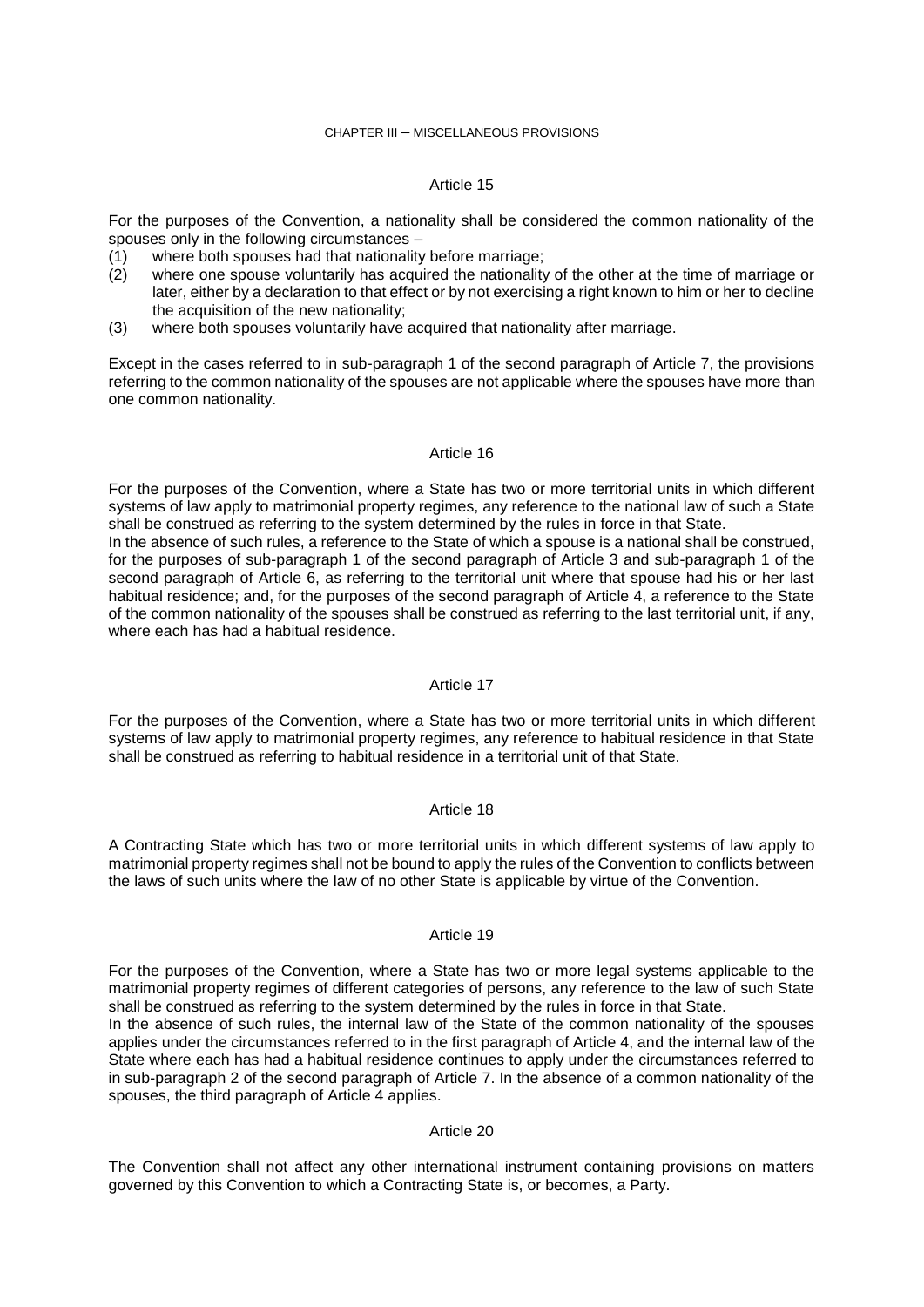## CHAPTER III – MISCELLANEOUS PROVISIONS

### Article 15

For the purposes of the Convention, a nationality shall be considered the common nationality of the spouses only in the following circumstances –

(1) where both spouses had that nationality before marriage;

(2) where one spouse voluntarily has acquired the nationality of the other at the time of marriage or later, either by a declaration to that effect or by not exercising a right known to him or her to decline the acquisition of the new nationality;

(3) where both spouses voluntarily have acquired that nationality after marriage.

Except in the cases referred to in sub-paragraph 1 of the second paragraph of Article 7, the provisions referring to the common nationality of the spouses are not applicable where the spouses have more than one common nationality.

### Article 16

For the purposes of the Convention, where a State has two or more territorial units in which different systems of law apply to matrimonial property regimes, any reference to the national law of such a State shall be construed as referring to the system determined by the rules in force in that State.

In the absence of such rules, a reference to the State of which a spouse is a national shall be construed, for the purposes of sub-paragraph 1 of the second paragraph of Article 3 and sub-paragraph 1 of the second paragraph of Article 6, as referring to the territorial unit where that spouse had his or her last habitual residence; and, for the purposes of the second paragraph of Article 4, a reference to the State of the common nationality of the spouses shall be construed as referring to the last territorial unit, if any, where each has had a habitual residence.

### Article 17

For the purposes of the Convention, where a State has two or more territorial units in which different systems of law apply to matrimonial property regimes, any reference to habitual residence in that State shall be construed as referring to habitual residence in a territorial unit of that State.

### Article 18

A Contracting State which has two or more territorial units in which different systems of law apply to matrimonial property regimes shall not be bound to apply the rules of the Convention to conflicts between the laws of such units where the law of no other State is applicable by virtue of the Convention.

### Article 19

For the purposes of the Convention, where a State has two or more legal systems applicable to the matrimonial property regimes of different categories of persons, any reference to the law of such State shall be construed as referring to the system determined by the rules in force in that State.

In the absence of such rules, the internal law of the State of the common nationality of the spouses applies under the circumstances referred to in the first paragraph of Article 4, and the internal law of the State where each has had a habitual residence continues to apply under the circumstances referred to in sub-paragraph 2 of the second paragraph of Article 7. In the absence of a common nationality of the spouses, the third paragraph of Article 4 applies.

### Article 20

The Convention shall not affect any other international instrument containing provisions on matters governed by this Convention to which a Contracting State is, or becomes, a Party.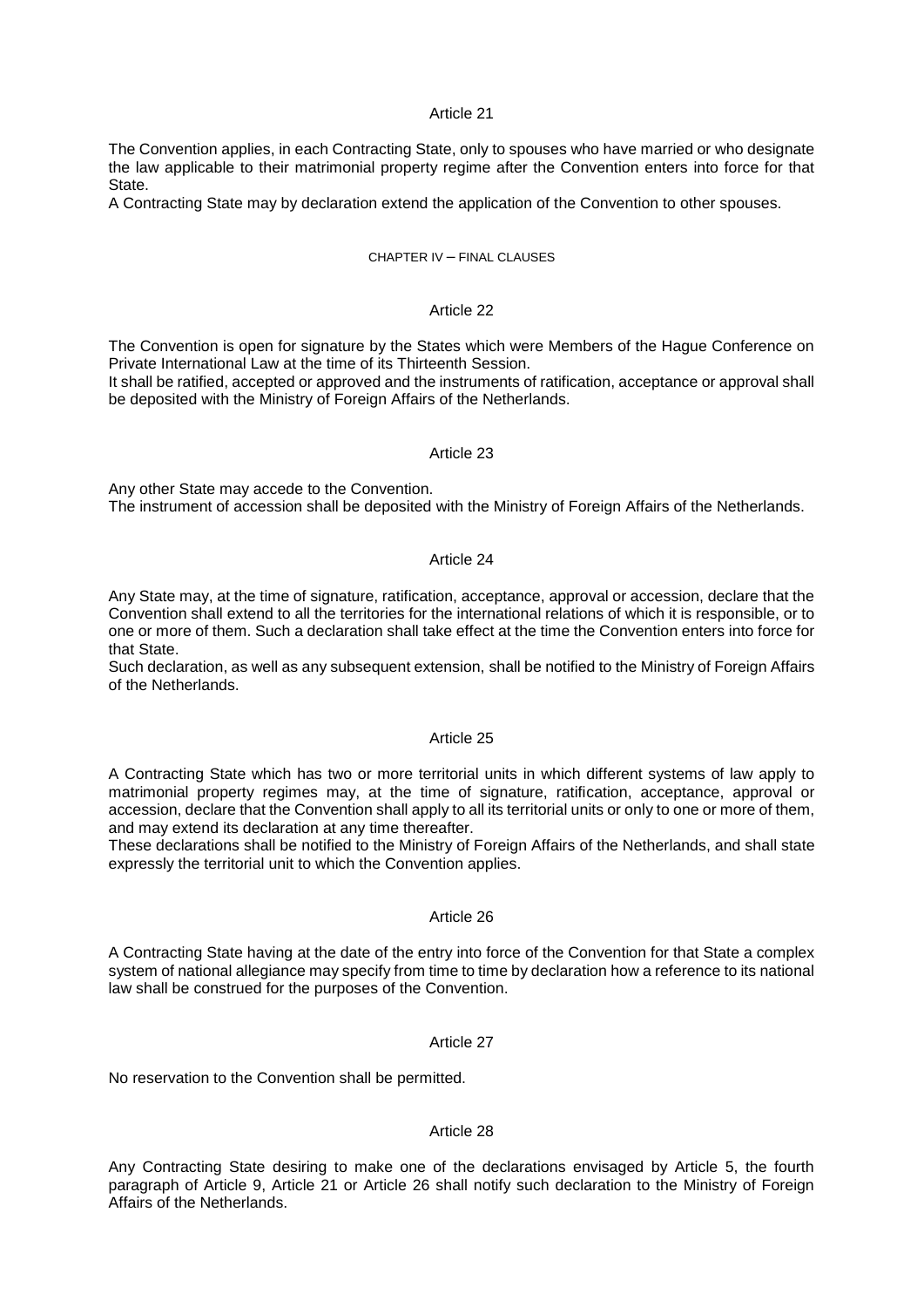### Article 21

The Convention applies, in each Contracting State, only to spouses who have married or who designate the law applicable to their matrimonial property regime after the Convention enters into force for that State.
A Contracting State may by declaration extend the application of the Convention to other spouses.

## CHAPTER IV – FINAL CLAUSES

### Article 22

The Convention is open for signature by the States which were Members of the Hague Conference on Private International Law at the time of its Thirteenth Session.
It shall be ratified, accepted or approved and the instruments of ratification, acceptance or approval shall be deposited with the Ministry of Foreign Affairs of the Netherlands.

### Article 23

Any other State may accede to the Convention.
The instrument of accession shall be deposited with the Ministry of Foreign Affairs of the Netherlands.

### Article 24

Any State may, at the time of signature, ratification, acceptance, approval or accession, declare that the Convention shall extend to all the territories for the international relations of which it is responsible, or to one or more of them. Such a declaration shall take effect at the time the Convention enters into force for that State.
Such declaration, as well as any subsequent extension, shall be notified to the Ministry of Foreign Affairs of the Netherlands.

### Article 25

A Contracting State which has two or more territorial units in which different systems of law apply to matrimonial property regimes may, at the time of signature, ratification, acceptance, approval or accession, declare that the Convention shall apply to all its territorial units or only to one or more of them, and may extend its declaration at any time thereafter.
These declarations shall be notified to the Ministry of Foreign Affairs of the Netherlands, and shall state expressly the territorial unit to which the Convention applies.

### Article 26

A Contracting State having at the date of the entry into force of the Convention for that State a complex system of national allegiance may specify from time to time by declaration how a reference to its national law shall be construed for the purposes of the Convention.

### Article 27

No reservation to the Convention shall be permitted.

### Article 28

Any Contracting State desiring to make one of the declarations envisaged by Article 5, the fourth paragraph of Article 9, Article 21 or Article 26 shall notify such declaration to the Ministry of Foreign Affairs of the Netherlands.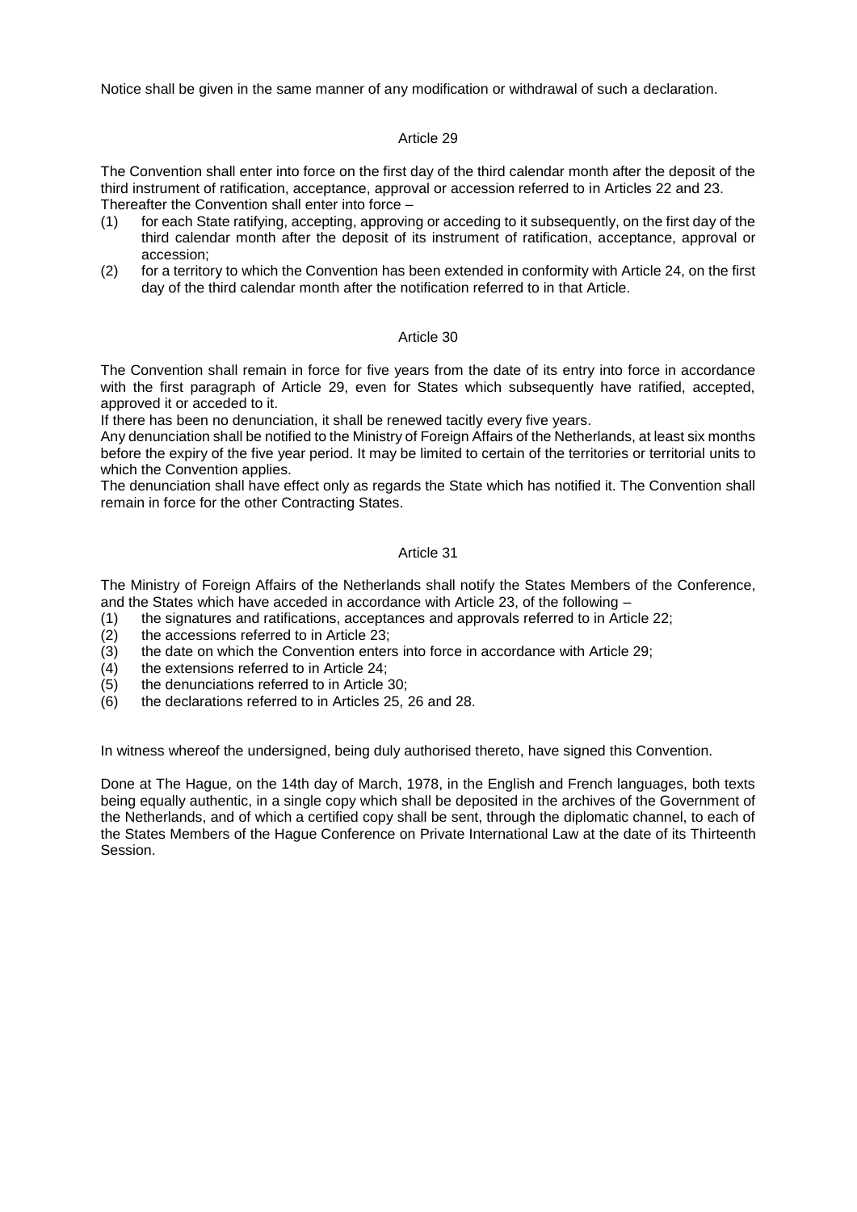Notice shall be given in the same manner of any modification or withdrawal of such a declaration.

### Article 29

The Convention shall enter into force on the first day of the third calendar month after the deposit of the third instrument of ratification, acceptance, approval or accession referred to in Articles 22 and 23.
Thereafter the Convention shall enter into force –

(1) for each State ratifying, accepting, approving or acceding to it subsequently, on the first day of the third calendar month after the deposit of its instrument of ratification, acceptance, approval or accession;
(2) for a territory to which the Convention has been extended in conformity with Article 24, on the first day of the third calendar month after the notification referred to in that Article.

### Article 30

The Convention shall remain in force for five years from the date of its entry into force in accordance with the first paragraph of Article 29, even for States which subsequently have ratified, accepted, approved it or acceded to it.
If there has been no denunciation, it shall be renewed tacitly every five years.
Any denunciation shall be notified to the Ministry of Foreign Affairs of the Netherlands, at least six months before the expiry of the five year period. It may be limited to certain of the territories or territorial units to which the Convention applies.
The denunciation shall have effect only as regards the State which has notified it. The Convention shall remain in force for the other Contracting States.

### Article 31

The Ministry of Foreign Affairs of the Netherlands shall notify the States Members of the Conference, and the States which have acceded in accordance with Article 23, of the following –

(1) the signatures and ratifications, acceptances and approvals referred to in Article 22;
(2) the accessions referred to in Article 23;
(3) the date on which the Convention enters into force in accordance with Article 29;
(4) the extensions referred to in Article 24;
(5) the denunciations referred to in Article 30;
(6) the declarations referred to in Articles 25, 26 and 28.

In witness whereof the undersigned, being duly authorised thereto, have signed this Convention.

Done at The Hague, on the 14th day of March, 1978, in the English and French languages, both texts being equally authentic, in a single copy which shall be deposited in the archives of the Government of the Netherlands, and of which a certified copy shall be sent, through the diplomatic channel, to each of the States Members of the Hague Conference on Private International Law at the date of its Thirteenth Session.